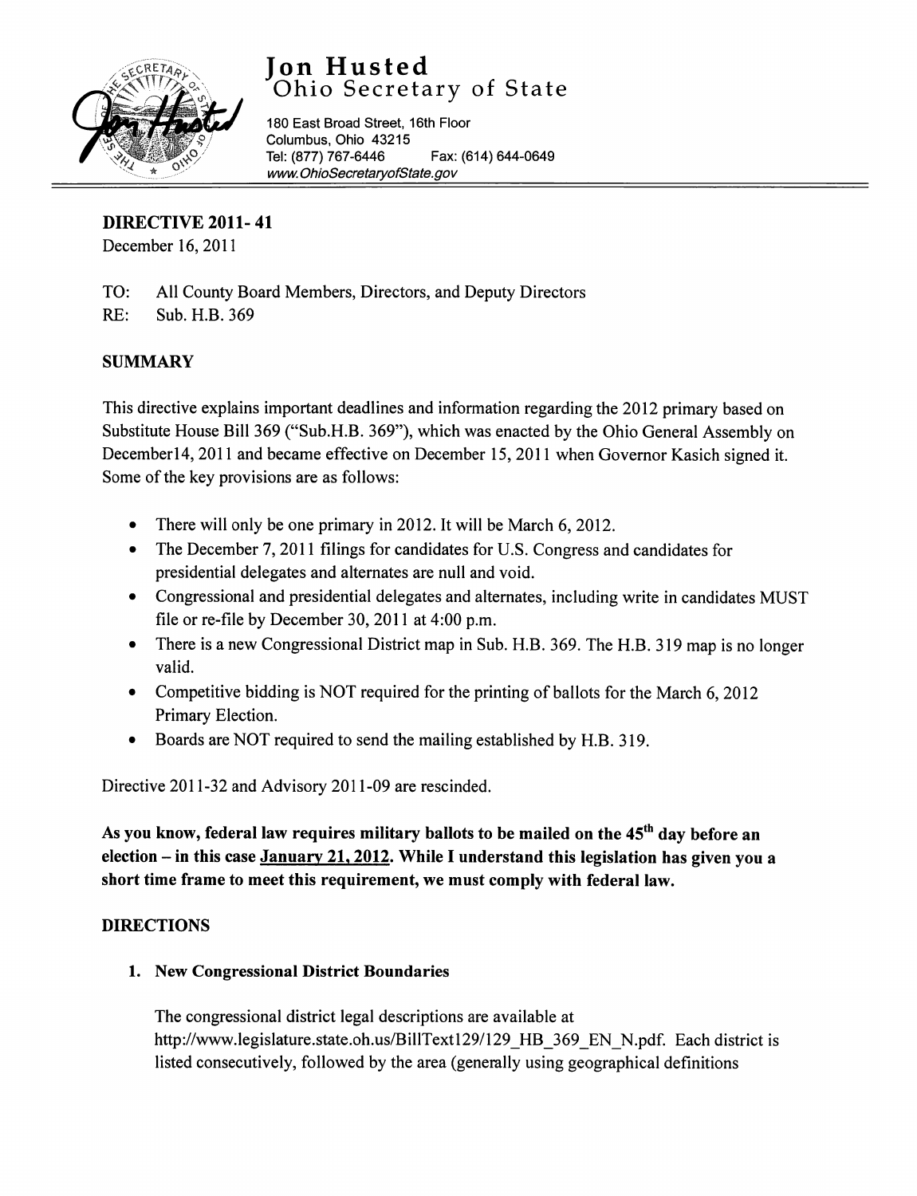# Jon Husted
## Ohio Secretary of State

180 East Broad Street, 16th Floor
Columbus, Ohio 43215
Tel: (877) 767-6446 Fax: (614) 644-0649
www.OhioSecretaryofState.gov

---

**DIRECTIVE 2011- 41**
December 16, 2011

TO: All County Board Members, Directors, and Deputy Directors
RE: Sub. H.B. 369

**SUMMARY**

This directive explains important deadlines and information regarding the 2012 primary based on Substitute House Bill 369 ("Sub.H.B. 369"), which was enacted by the Ohio General Assembly on December14, 2011 and became effective on December 15, 2011 when Governor Kasich signed it. Some of the key provisions are as follows:

- There will only be one primary in 2012. It will be March 6, 2012.
- The December 7, 2011 filings for candidates for U.S. Congress and candidates for presidential delegates and alternates are null and void.
- Congressional and presidential delegates and alternates, including write in candidates MUST file or re-file by December 30, 2011 at 4:00 p.m.
- There is a new Congressional District map in Sub. H.B. 369. The H.B. 319 map is no longer valid.
- Competitive bidding is NOT required for the printing of ballots for the March 6, 2012 Primary Election.
- Boards are NOT required to send the mailing established by H.B. 319.

Directive 2011-32 and Advisory 2011-09 are rescinded.

**As you know, federal law requires military ballots to be mailed on the 45th day before an election – in this case <u>January 21, 2012</u>. While I understand this legislation has given you a short time frame to meet this requirement, we must comply with federal law.**

**DIRECTIONS**

1. **New Congressional District Boundaries**

   The congressional district legal descriptions are available at http://www.legislature.state.oh.us/BillText129/129_HB_369_EN_N.pdf. Each district is listed consecutively, followed by the area (generally using geographical definitions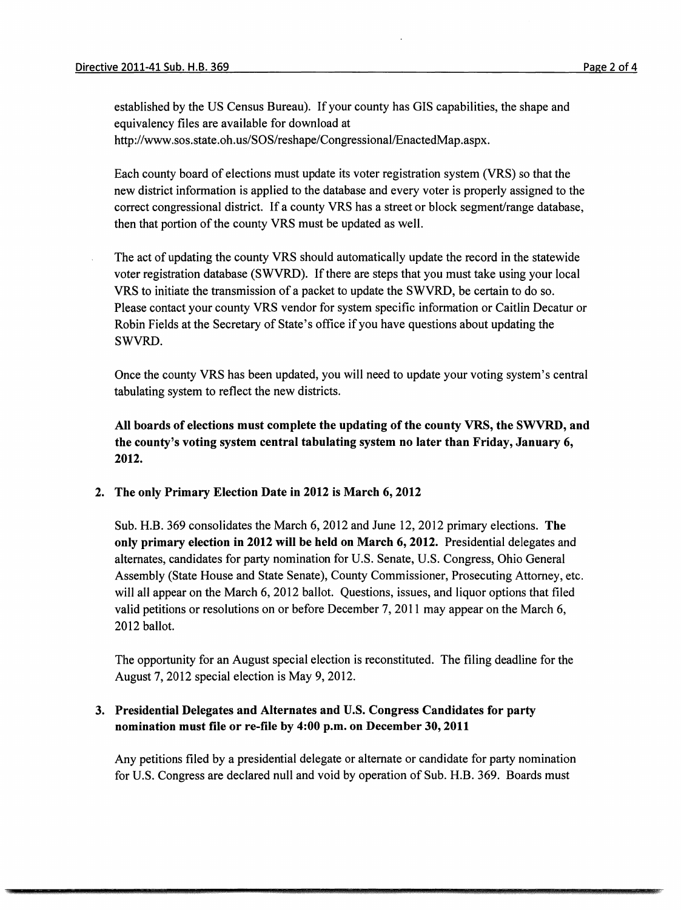established by the US Census Bureau). If your county has GIS capabilities, the shape and equivalency files are available for download at http://www.sos.state.oh.us/SOS/reshape/Congressional/EnactedMap.aspx.

Each county board of elections must update its voter registration system (VRS) so that the new district information is applied to the database and every voter is properly assigned to the correct congressional district. If a county VRS has a street or block segment/range database, then that portion of the county VRS must be updated as well.

The act of updating the county VRS should automatically update the record in the statewide voter registration database (SWVRD). If there are steps that you must take using your local VRS to initiate the transmission of a packet to update the SWVRD, be certain to do so. Please contact your county VRS vendor for system specific information or Caitlin Decatur or Robin Fields at the Secretary of State's office if you have questions about updating the SWVRD.

Once the county VRS has been updated, you will need to update your voting system's central tabulating system to reflect the new districts.

**All boards of elections must complete the updating of the county VRS, the SWVRD, and the county's voting system central tabulating system no later than Friday, January 6, 2012.**

2. **The only Primary Election Date in 2012 is March 6, 2012**

   Sub. H.B. 369 consolidates the March 6, 2012 and June 12, 2012 primary elections. **The only primary election in 2012 will be held on March 6, 2012.** Presidential delegates and alternates, candidates for party nomination for U.S. Senate, U.S. Congress, Ohio General Assembly (State House and State Senate), County Commissioner, Prosecuting Attorney, etc. will all appear on the March 6, 2012 ballot. Questions, issues, and liquor options that filed valid petitions or resolutions on or before December 7, 2011 may appear on the March 6, 2012 ballot.

   The opportunity for an August special election is reconstituted. The filing deadline for the August 7, 2012 special election is May 9, 2012.

3. **Presidential Delegates and Alternates and U.S. Congress Candidates for party nomination must file or re-file by 4:00 p.m. on December 30, 2011**

   Any petitions filed by a presidential delegate or alternate or candidate for party nomination for U.S. Congress are declared null and void by operation of Sub. H.B. 369. Boards must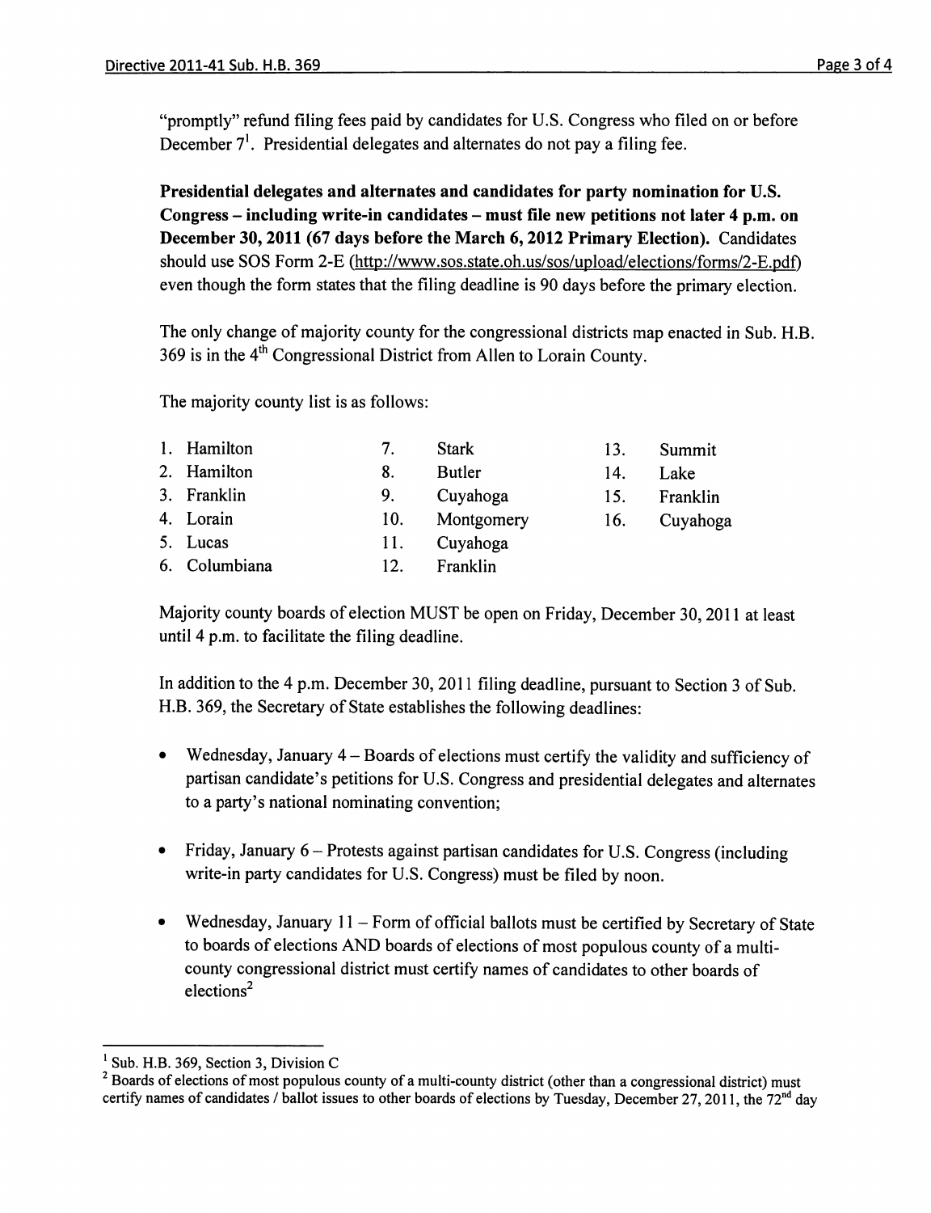"promptly" refund filing fees paid by candidates for U.S. Congress who filed on or before December 7[1]. Presidential delegates and alternates do not pay a filing fee.

**Presidential delegates and alternates and candidates for party nomination for U.S. Congress – including write-in candidates – must file new petitions not later 4 p.m. on December 30, 2011 (67 days before the March 6, 2012 Primary Election).** Candidates should use SOS Form 2-E (http://www.sos.state.oh.us/sos/upload/elections/forms/2-E.pdf) even though the form states that the filing deadline is 90 days before the primary election.

The only change of majority county for the congressional districts map enacted in Sub. H.B. 369 is in the 4th Congressional District from Allen to Lorain County.

The majority county list is as follows:

1. Hamilton
2. Hamilton
3. Franklin
4. Lorain
5. Lucas
6. Columbiana
7. Stark
8. Butler
9. Cuyahoga
10. Montgomery
11. Cuyahoga
12. Franklin
13. Summit
14. Lake
15. Franklin
16. Cuyahoga

Majority county boards of election MUST be open on Friday, December 30, 2011 at least until 4 p.m. to facilitate the filing deadline.

In addition to the 4 p.m. December 30, 2011 filing deadline, pursuant to Section 3 of Sub. H.B. 369, the Secretary of State establishes the following deadlines:

- Wednesday, January 4 – Boards of elections must certify the validity and sufficiency of partisan candidate's petitions for U.S. Congress and presidential delegates and alternates to a party's national nominating convention;

- Friday, January 6 – Protests against partisan candidates for U.S. Congress (including write-in party candidates for U.S. Congress) must be filed by noon.

- Wednesday, January 11 – Form of official ballots must be certified by Secretary of State to boards of elections AND boards of elections of most populous county of a multi-county congressional district must certify names of candidates to other boards of elections[2]

---

[1] Sub. H.B. 369, Section 3, Division C

[2] Boards of elections of most populous county of a multi-county district (other than a congressional district) must certify names of candidates / ballot issues to other boards of elections by Tuesday, December 27, 2011, the 72nd day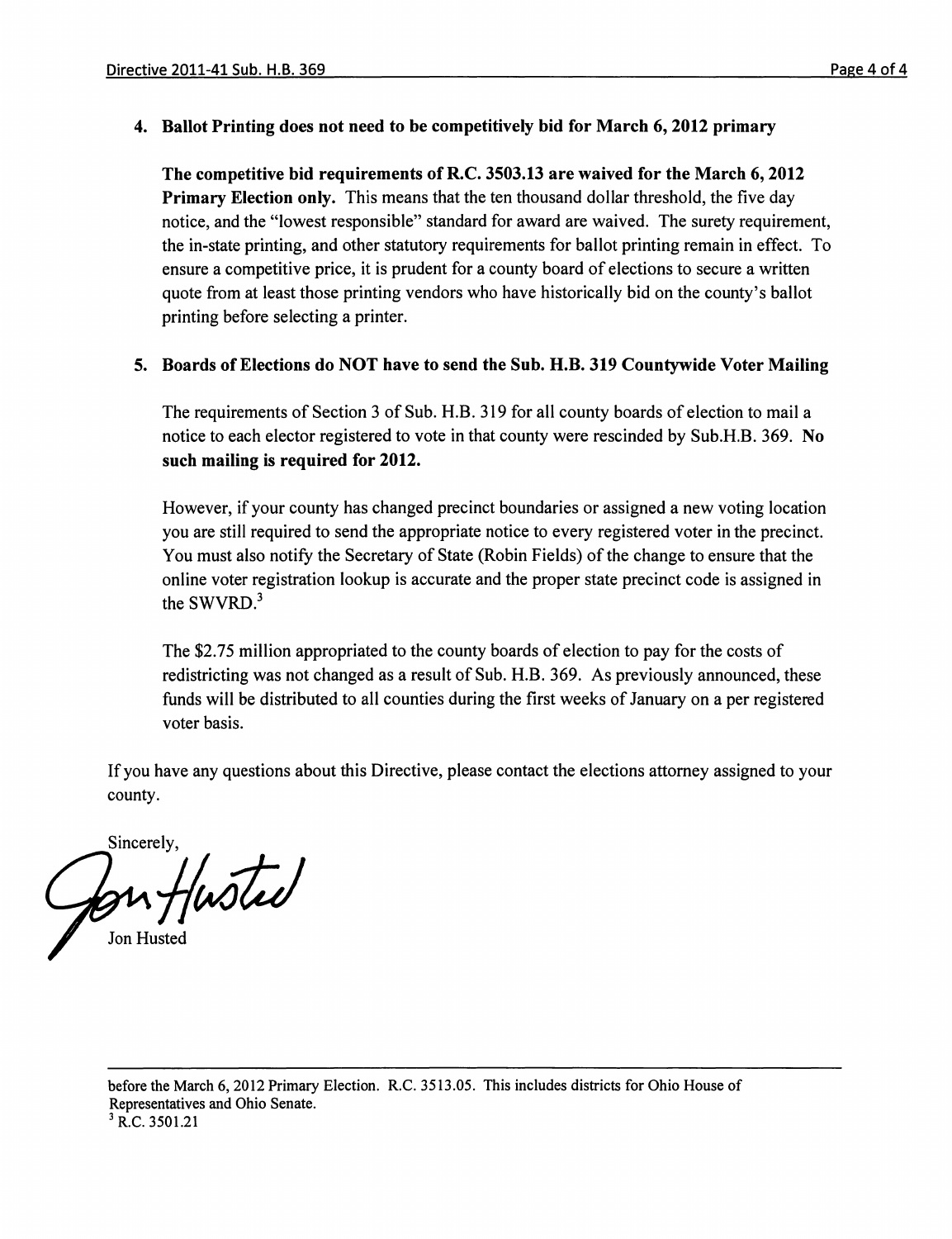**4. Ballot Printing does not need to be competitively bid for March 6, 2012 primary**

**The competitive bid requirements of R.C. 3503.13 are waived for the March 6, 2012 Primary Election only.** This means that the ten thousand dollar threshold, the five day notice, and the "lowest responsible" standard for award are waived. The surety requirement, the in-state printing, and other statutory requirements for ballot printing remain in effect. To ensure a competitive price, it is prudent for a county board of elections to secure a written quote from at least those printing vendors who have historically bid on the county's ballot printing before selecting a printer.

**5. Boards of Elections do NOT have to send the Sub. H.B. 319 Countywide Voter Mailing**

The requirements of Section 3 of Sub. H.B. 319 for all county boards of election to mail a notice to each elector registered to vote in that county were rescinded by Sub.H.B. 369. **No such mailing is required for 2012.**

However, if your county has changed precinct boundaries or assigned a new voting location you are still required to send the appropriate notice to every registered voter in the precinct. You must also notify the Secretary of State (Robin Fields) of the change to ensure that the online voter registration lookup is accurate and the proper state precinct code is assigned in the SWVRD.[3]

The $2.75 million appropriated to the county boards of election to pay for the costs of redistricting was not changed as a result of Sub. H.B. 369. As previously announced, these funds will be distributed to all counties during the first weeks of January on a per registered voter basis.

If you have any questions about this Directive, please contact the elections attorney assigned to your county.

Sincerely,

Jon Husted

---

before the March 6, 2012 Primary Election. R.C. 3513.05. This includes districts for Ohio House of Representatives and Ohio Senate.

[3] R.C. 3501.21